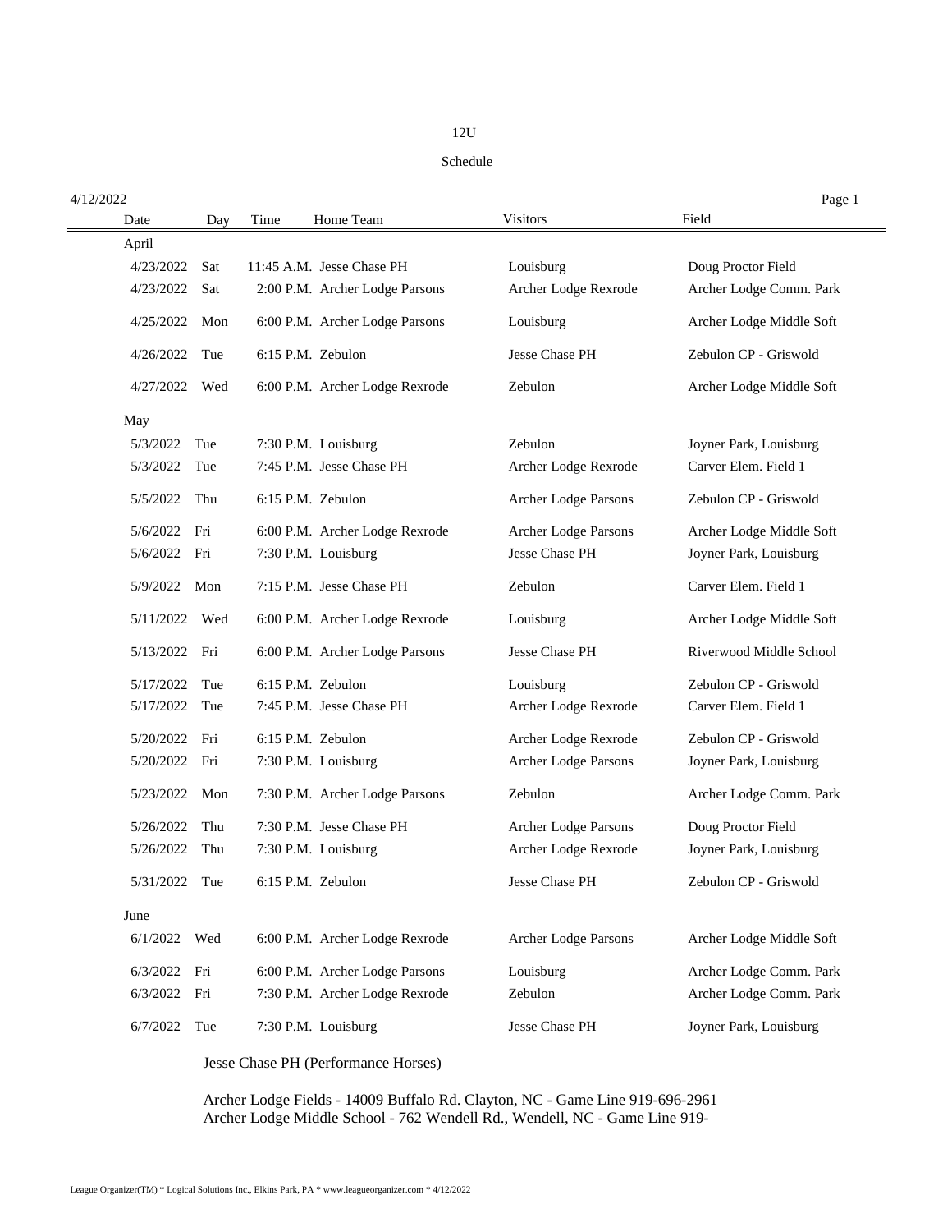# 12U

## Schedule

4/12/2022

| Date | Day | Time | Home Team | Visitors | Field |
|---|---|---|---|---|---|
| **April** | | | | | |
| 4/23/2022 | Sat | 11:45 A.M. | Jesse Chase PH | Louisburg | Doug Proctor Field |
| 4/23/2022 | Sat | 2:00 P.M. | Archer Lodge Parsons | Archer Lodge Rexrode | Archer Lodge Comm. Park |
| 4/25/2022 | Mon | 6:00 P.M. | Archer Lodge Parsons | Louisburg | Archer Lodge Middle Soft |
| 4/26/2022 | Tue | 6:15 P.M. | Zebulon | Jesse Chase PH | Zebulon CP - Griswold |
| 4/27/2022 | Wed | 6:00 P.M. | Archer Lodge Rexrode | Zebulon | Archer Lodge Middle Soft |
| **May** | | | | | |
| 5/3/2022 | Tue | 7:30 P.M. | Louisburg | Zebulon | Joyner Park, Louisburg |
| 5/3/2022 | Tue | 7:45 P.M. | Jesse Chase PH | Archer Lodge Rexrode | Carver Elem. Field 1 |
| 5/5/2022 | Thu | 6:15 P.M. | Zebulon | Archer Lodge Parsons | Zebulon CP - Griswold |
| 5/6/2022 | Fri | 6:00 P.M. | Archer Lodge Rexrode | Archer Lodge Parsons | Archer Lodge Middle Soft |
| 5/6/2022 | Fri | 7:30 P.M. | Louisburg | Jesse Chase PH | Joyner Park, Louisburg |
| 5/9/2022 | Mon | 7:15 P.M. | Jesse Chase PH | Zebulon | Carver Elem. Field 1 |
| 5/11/2022 | Wed | 6:00 P.M. | Archer Lodge Rexrode | Louisburg | Archer Lodge Middle Soft |
| 5/13/2022 | Fri | 6:00 P.M. | Archer Lodge Parsons | Jesse Chase PH | Riverwood Middle School |
| 5/17/2022 | Tue | 6:15 P.M. | Zebulon | Louisburg | Zebulon CP - Griswold |
| 5/17/2022 | Tue | 7:45 P.M. | Jesse Chase PH | Archer Lodge Rexrode | Carver Elem. Field 1 |
| 5/20/2022 | Fri | 6:15 P.M. | Zebulon | Archer Lodge Rexrode | Zebulon CP - Griswold |
| 5/20/2022 | Fri | 7:30 P.M. | Louisburg | Archer Lodge Parsons | Joyner Park, Louisburg |
| 5/23/2022 | Mon | 7:30 P.M. | Archer Lodge Parsons | Zebulon | Archer Lodge Comm. Park |
| 5/26/2022 | Thu | 7:30 P.M. | Jesse Chase PH | Archer Lodge Parsons | Doug Proctor Field |
| 5/26/2022 | Thu | 7:30 P.M. | Louisburg | Archer Lodge Rexrode | Joyner Park, Louisburg |
| 5/31/2022 | Tue | 6:15 P.M. | Zebulon | Jesse Chase PH | Zebulon CP - Griswold |
| **June** | | | | | |
| 6/1/2022 | Wed | 6:00 P.M. | Archer Lodge Rexrode | Archer Lodge Parsons | Archer Lodge Middle Soft |
| 6/3/2022 | Fri | 6:00 P.M. | Archer Lodge Parsons | Louisburg | Archer Lodge Comm. Park |
| 6/3/2022 | Fri | 7:30 P.M. | Archer Lodge Rexrode | Zebulon | Archer Lodge Comm. Park |
| 6/7/2022 | Tue | 7:30 P.M. | Louisburg | Jesse Chase PH | Joyner Park, Louisburg |

Jesse Chase PH (Performance Horses)

Archer Lodge Fields - 14009 Buffalo Rd. Clayton, NC - Game Line 919-696-2961
Archer Lodge Middle School - 762 Wendell Rd., Wendell, NC - Game Line 919-

League Organizer(TM) * Logical Solutions Inc., Elkins Park, PA * www.leagueorganizer.com * 4/12/2022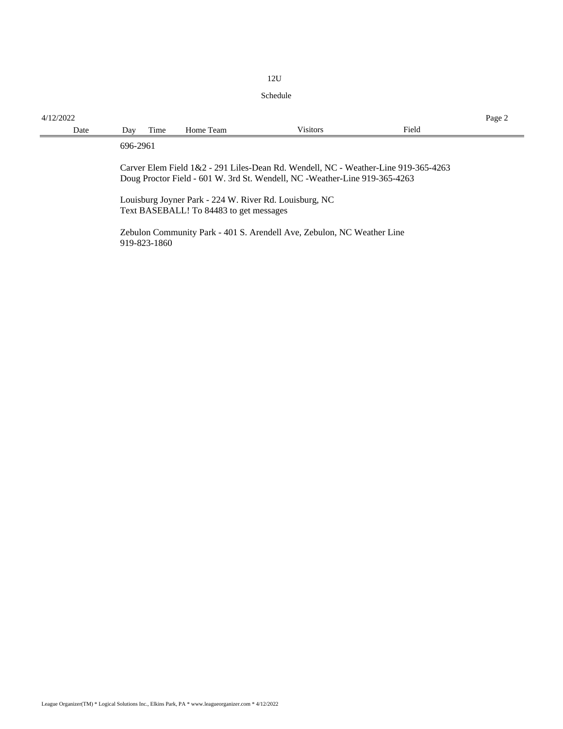# 12U

## Schedule

| Date | Day | Time | Home Team | Visitors | Field |
|---|---|---|---|---|---|

696-2961

Carver Elem Field 1&2 - 291 Liles-Dean Rd. Wendell, NC - Weather-Line 919-365-4263
Doug Proctor Field - 601 W. 3rd St. Wendell, NC -Weather-Line 919-365-4263

Louisburg Joyner Park - 224 W. River Rd. Louisburg, NC
Text BASEBALL! To 84483 to get messages

Zebulon Community Park - 401 S. Arendell Ave, Zebulon, NC Weather Line
919-823-1860